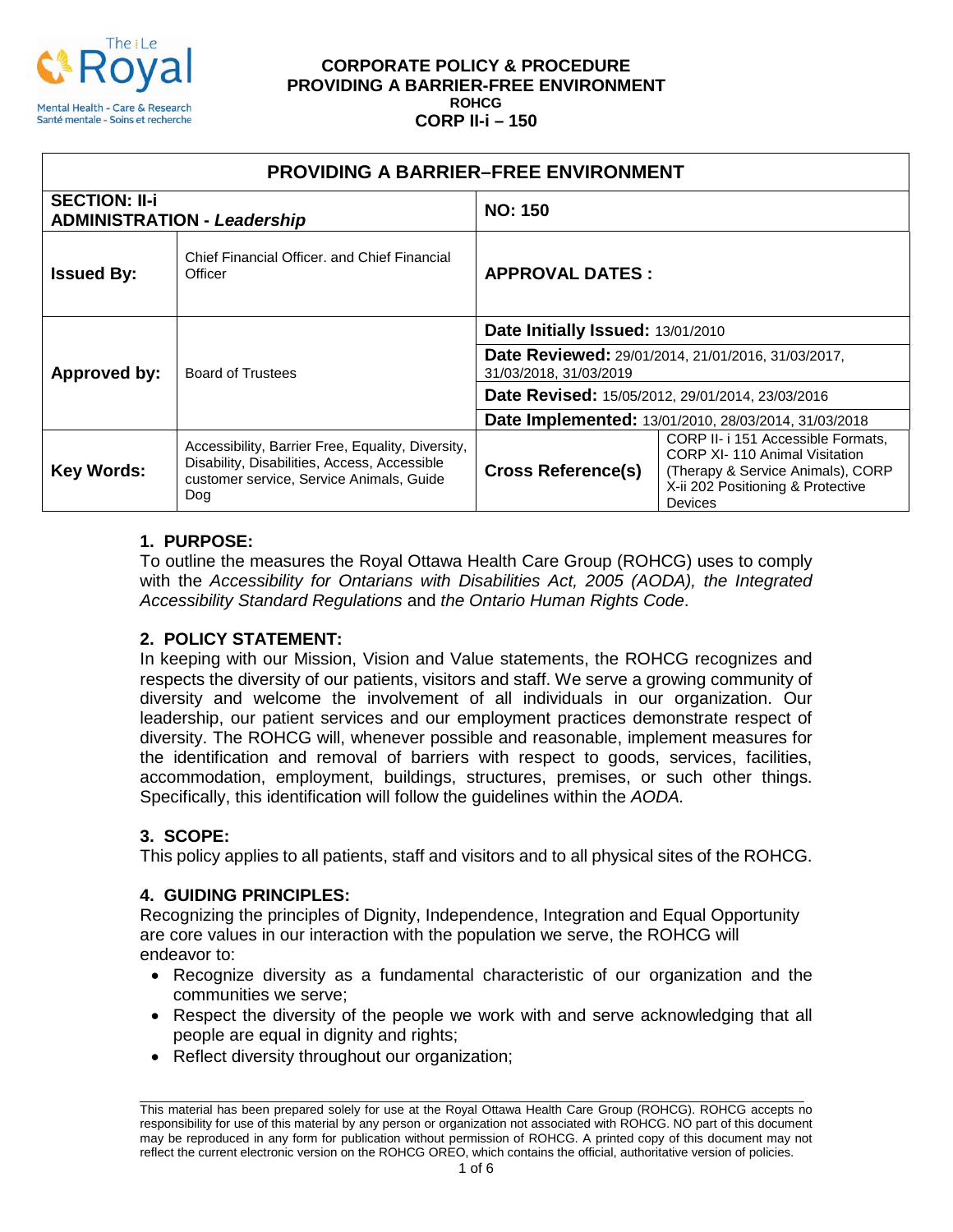**CORPORATE POLICY & PROCEDURE**
**PROVIDING A BARRIER-FREE ENVIRONMENT**
**ROHCG**
**CORP II-i – 150**

| PROVIDING A BARRIER–FREE ENVIRONMENT | | | |
|---|---|---|---|
| **SECTION: II-i ADMINISTRATION - *Leadership*** | | **NO: 150** | |
| **Issued By:** | Chief Financial Officer. and Chief Financial Officer | **APPROVAL DATES :** | |
| **Approved by:** | Board of Trustees | **Date Initially Issued:** 13/01/2010 | |
| | | **Date Reviewed:** 29/01/2014, 21/01/2016, 31/03/2017, 31/03/2018, 31/03/2019 | |
| | | **Date Revised:** 15/05/2012, 29/01/2014, 23/03/2016 | |
| | | **Date Implemented:** 13/01/2010, 28/03/2014, 31/03/2018 | |
| **Key Words:** | Accessibility, Barrier Free, Equality, Diversity, Disability, Disabilities, Access, Accessible customer service, Service Animals, Guide Dog | **Cross Reference(s)** | CORP II- i 151 Accessible Formats, CORP XI- 110 Animal Visitation (Therapy & Service Animals), CORP X-ii 202 Positioning & Protective Devices |

## 1. PURPOSE:

To outline the measures the Royal Ottawa Health Care Group (ROHCG) uses to comply with the *Accessibility for Ontarians with Disabilities Act, 2005 (AODA), the Integrated Accessibility Standard Regulations* and *the Ontario Human Rights Code*.

## 2. POLICY STATEMENT:

In keeping with our Mission, Vision and Value statements, the ROHCG recognizes and respects the diversity of our patients, visitors and staff. We serve a growing community of diversity and welcome the involvement of all individuals in our organization. Our leadership, our patient services and our employment practices demonstrate respect of diversity. The ROHCG will, whenever possible and reasonable, implement measures for the identification and removal of barriers with respect to goods, services, facilities, accommodation, employment, buildings, structures, premises, or such other things. Specifically, this identification will follow the guidelines within the *AODA.*

## 3. SCOPE:

This policy applies to all patients, staff and visitors and to all physical sites of the ROHCG.

## 4. GUIDING PRINCIPLES:

Recognizing the principles of Dignity, Independence, Integration and Equal Opportunity are core values in our interaction with the population we serve, the ROHCG will endeavor to:

- Recognize diversity as a fundamental characteristic of our organization and the communities we serve;
- Respect the diversity of the people we work with and serve acknowledging that all people are equal in dignity and rights;
- Reflect diversity throughout our organization;

This material has been prepared solely for use at the Royal Ottawa Health Care Group (ROHCG). ROHCG accepts no responsibility for use of this material by any person or organization not associated with ROHCG. NO part of this document may be reproduced in any form for publication without permission of ROHCG. A printed copy of this document may not reflect the current electronic version on the ROHCG OREO, which contains the official, authoritative version of policies.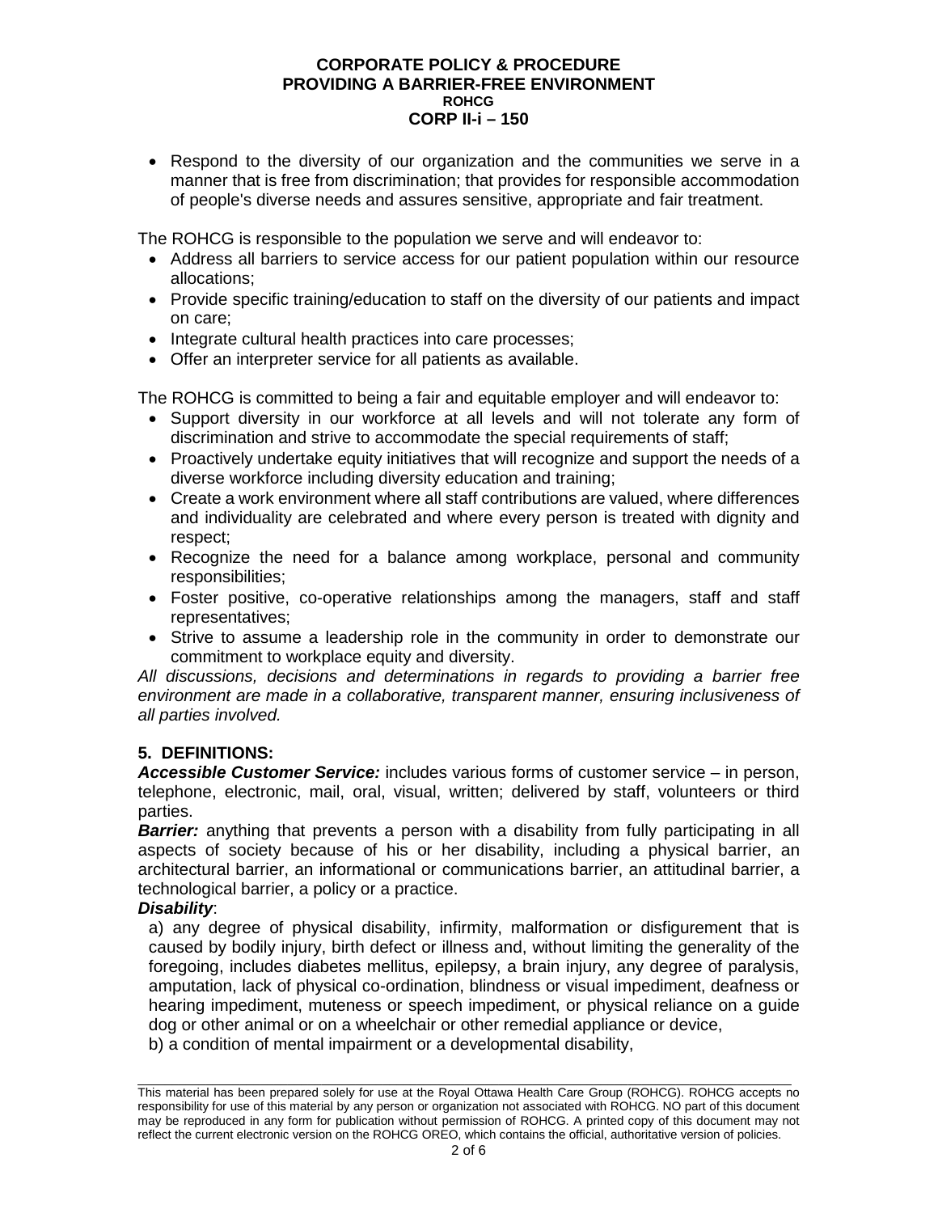- Respond to the diversity of our organization and the communities we serve in a manner that is free from discrimination; that provides for responsible accommodation of people's diverse needs and assures sensitive, appropriate and fair treatment.

The ROHCG is responsible to the population we serve and will endeavor to:

- Address all barriers to service access for our patient population within our resource allocations;
- Provide specific training/education to staff on the diversity of our patients and impact on care;
- Integrate cultural health practices into care processes;
- Offer an interpreter service for all patients as available.

The ROHCG is committed to being a fair and equitable employer and will endeavor to:

- Support diversity in our workforce at all levels and will not tolerate any form of discrimination and strive to accommodate the special requirements of staff;
- Proactively undertake equity initiatives that will recognize and support the needs of a diverse workforce including diversity education and training;
- Create a work environment where all staff contributions are valued, where differences and individuality are celebrated and where every person is treated with dignity and respect;
- Recognize the need for a balance among workplace, personal and community responsibilities;
- Foster positive, co-operative relationships among the managers, staff and staff representatives;
- Strive to assume a leadership role in the community in order to demonstrate our commitment to workplace equity and diversity.

*All discussions, decisions and determinations in regards to providing a barrier free environment are made in a collaborative, transparent manner, ensuring inclusiveness of all parties involved.*

## 5. DEFINITIONS:

***Accessible Customer Service:*** includes various forms of customer service – in person, telephone, electronic, mail, oral, visual, written; delivered by staff, volunteers or third parties.

***Barrier:*** anything that prevents a person with a disability from fully participating in all aspects of society because of his or her disability, including a physical barrier, an architectural barrier, an informational or communications barrier, an attitudinal barrier, a technological barrier, a policy or a practice.

***Disability***:

a) any degree of physical disability, infirmity, malformation or disfigurement that is caused by bodily injury, birth defect or illness and, without limiting the generality of the foregoing, includes diabetes mellitus, epilepsy, a brain injury, any degree of paralysis, amputation, lack of physical co-ordination, blindness or visual impediment, deafness or hearing impediment, muteness or speech impediment, or physical reliance on a guide dog or other animal or on a wheelchair or other remedial appliance or device,

b) a condition of mental impairment or a developmental disability,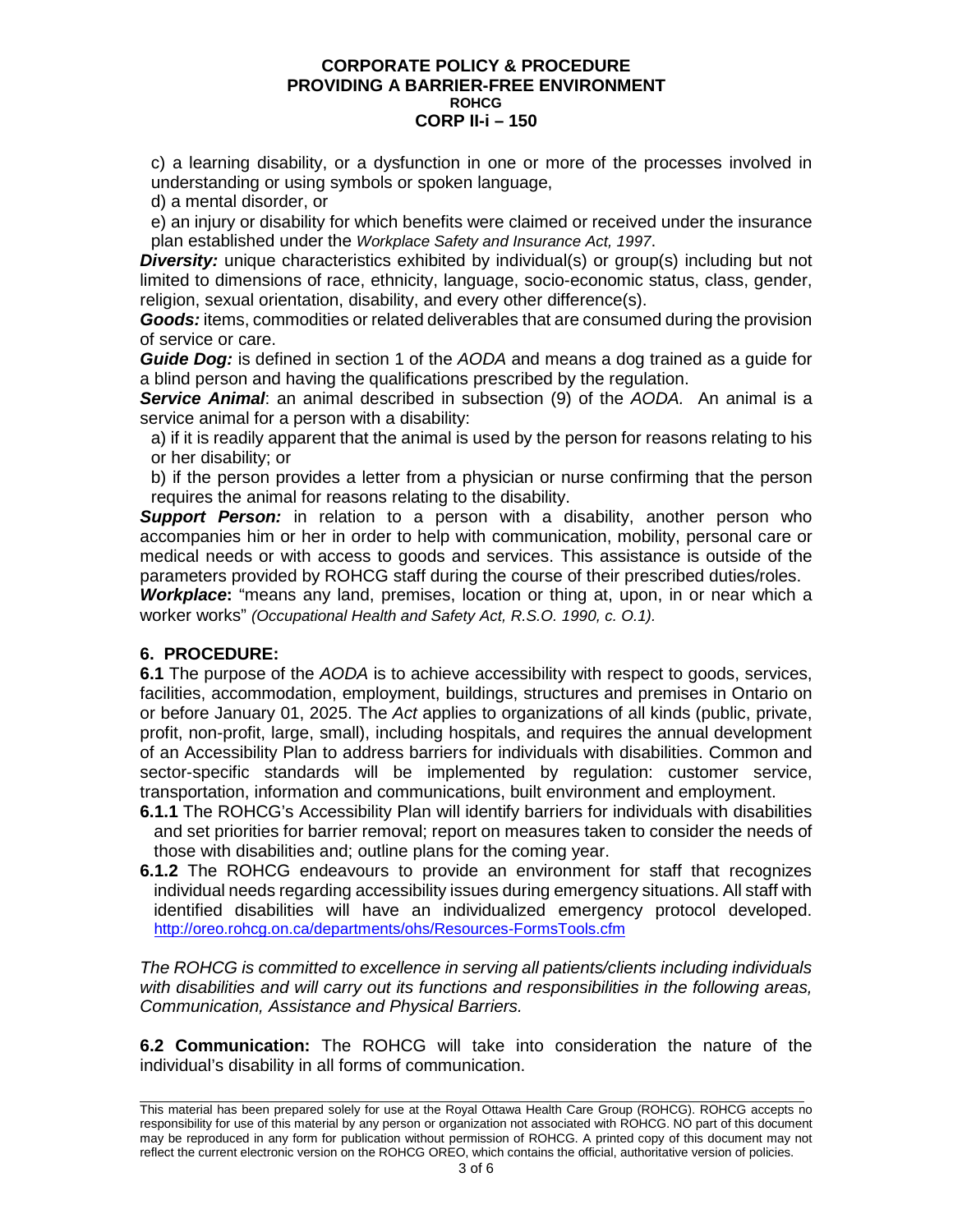c) a learning disability, or a dysfunction in one or more of the processes involved in understanding or using symbols or spoken language,

d) a mental disorder, or

e) an injury or disability for which benefits were claimed or received under the insurance plan established under the *Workplace Safety and Insurance Act, 1997*.

***Diversity:*** unique characteristics exhibited by individual(s) or group(s) including but not limited to dimensions of race, ethnicity, language, socio-economic status, class, gender, religion, sexual orientation, disability, and every other difference(s).

***Goods:*** items, commodities or related deliverables that are consumed during the provision of service or care.

***Guide Dog:*** is defined in section 1 of the *AODA* and means a dog trained as a guide for a blind person and having the qualifications prescribed by the regulation.

***Service Animal***: an animal described in subsection (9) of the *AODA.* An animal is a service animal for a person with a disability:

a) if it is readily apparent that the animal is used by the person for reasons relating to his or her disability; or

b) if the person provides a letter from a physician or nurse confirming that the person requires the animal for reasons relating to the disability.

***Support Person:*** in relation to a person with a disability, another person who accompanies him or her in order to help with communication, mobility, personal care or medical needs or with access to goods and services. This assistance is outside of the parameters provided by ROHCG staff during the course of their prescribed duties/roles.

***Workplace*:** "means any land, premises, location or thing at, upon, in or near which a worker works" *(Occupational Health and Safety Act, R.S.O. 1990, c. O.1).*

## 6. PROCEDURE:

**6.1** The purpose of the *AODA* is to achieve accessibility with respect to goods, services, facilities, accommodation, employment, buildings, structures and premises in Ontario on or before January 01, 2025. The *Act* applies to organizations of all kinds (public, private, profit, non-profit, large, small), including hospitals, and requires the annual development of an Accessibility Plan to address barriers for individuals with disabilities. Common and sector-specific standards will be implemented by regulation: customer service, transportation, information and communications, built environment and employment.

**6.1.1** The ROHCG's Accessibility Plan will identify barriers for individuals with disabilities and set priorities for barrier removal; report on measures taken to consider the needs of those with disabilities and; outline plans for the coming year.

**6.1.2** The ROHCG endeavours to provide an environment for staff that recognizes individual needs regarding accessibility issues during emergency situations. All staff with identified disabilities will have an individualized emergency protocol developed. http://oreo.rohcg.on.ca/departments/ohs/Resources-FormsTools.cfm

*The ROHCG is committed to excellence in serving all patients/clients including individuals with disabilities and will carry out its functions and responsibilities in the following areas, Communication, Assistance and Physical Barriers.*

**6.2 Communication:** The ROHCG will take into consideration the nature of the individual's disability in all forms of communication.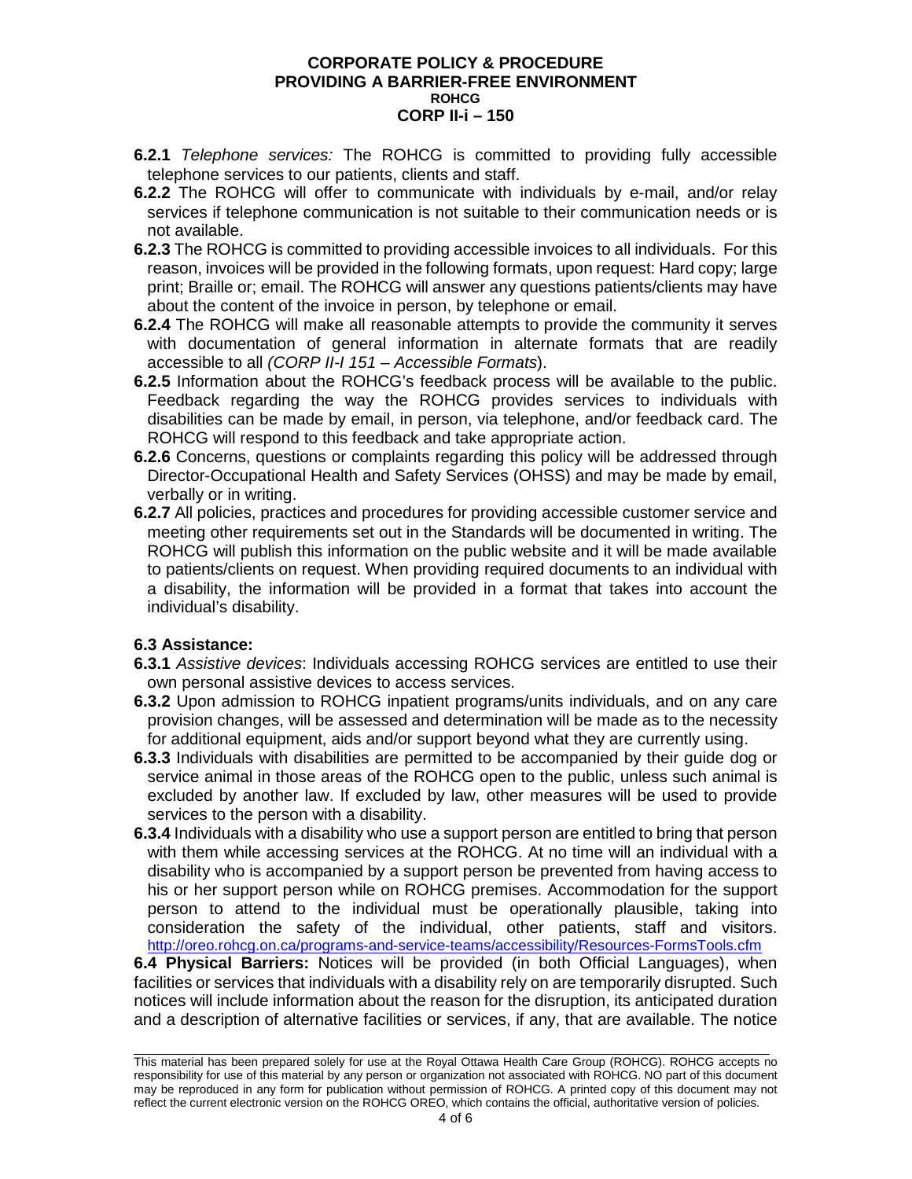**6.2.1** *Telephone services:* The ROHCG is committed to providing fully accessible telephone services to our patients, clients and staff.

**6.2.2** The ROHCG will offer to communicate with individuals by e-mail, and/or relay services if telephone communication is not suitable to their communication needs or is not available.

**6.2.3** The ROHCG is committed to providing accessible invoices to all individuals. For this reason, invoices will be provided in the following formats, upon request: Hard copy; large print; Braille or; email. The ROHCG will answer any questions patients/clients may have about the content of the invoice in person, by telephone or email.

**6.2.4** The ROHCG will make all reasonable attempts to provide the community it serves with documentation of general information in alternate formats that are readily accessible to all *(CORP II-I 151 – Accessible Formats*).

**6.2.5** Information about the ROHCG's feedback process will be available to the public. Feedback regarding the way the ROHCG provides services to individuals with disabilities can be made by email, in person, via telephone, and/or feedback card. The ROHCG will respond to this feedback and take appropriate action.

**6.2.6** Concerns, questions or complaints regarding this policy will be addressed through Director-Occupational Health and Safety Services (OHSS) and may be made by email, verbally or in writing.

**6.2.7** All policies, practices and procedures for providing accessible customer service and meeting other requirements set out in the Standards will be documented in writing. The ROHCG will publish this information on the public website and it will be made available to patients/clients on request. When providing required documents to an individual with a disability, the information will be provided in a format that takes into account the individual's disability.

**6.3 Assistance:**

**6.3.1** *Assistive devices*: Individuals accessing ROHCG services are entitled to use their own personal assistive devices to access services.

**6.3.2** Upon admission to ROHCG inpatient programs/units individuals, and on any care provision changes, will be assessed and determination will be made as to the necessity for additional equipment, aids and/or support beyond what they are currently using.

**6.3.3** Individuals with disabilities are permitted to be accompanied by their guide dog or service animal in those areas of the ROHCG open to the public, unless such animal is excluded by another law. If excluded by law, other measures will be used to provide services to the person with a disability.

**6.3.4** Individuals with a disability who use a support person are entitled to bring that person with them while accessing services at the ROHCG. At no time will an individual with a disability who is accompanied by a support person be prevented from having access to his or her support person while on ROHCG premises. Accommodation for the support person to attend to the individual must be operationally plausible, taking into consideration the safety of the individual, other patients, staff and visitors. http://oreo.rohcg.on.ca/programs-and-service-teams/accessibility/Resources-FormsTools.cfm

**6.4 Physical Barriers:** Notices will be provided (in both Official Languages), when facilities or services that individuals with a disability rely on are temporarily disrupted. Such notices will include information about the reason for the disruption, its anticipated duration and a description of alternative facilities or services, if any, that are available. The notice

This material has been prepared solely for use at the Royal Ottawa Health Care Group (ROHCG). ROHCG accepts no responsibility for use of this material by any person or organization not associated with ROHCG. NO part of this document may be reproduced in any form for publication without permission of ROHCG. A printed copy of this document may not reflect the current electronic version on the ROHCG OREO, which contains the official, authoritative version of policies.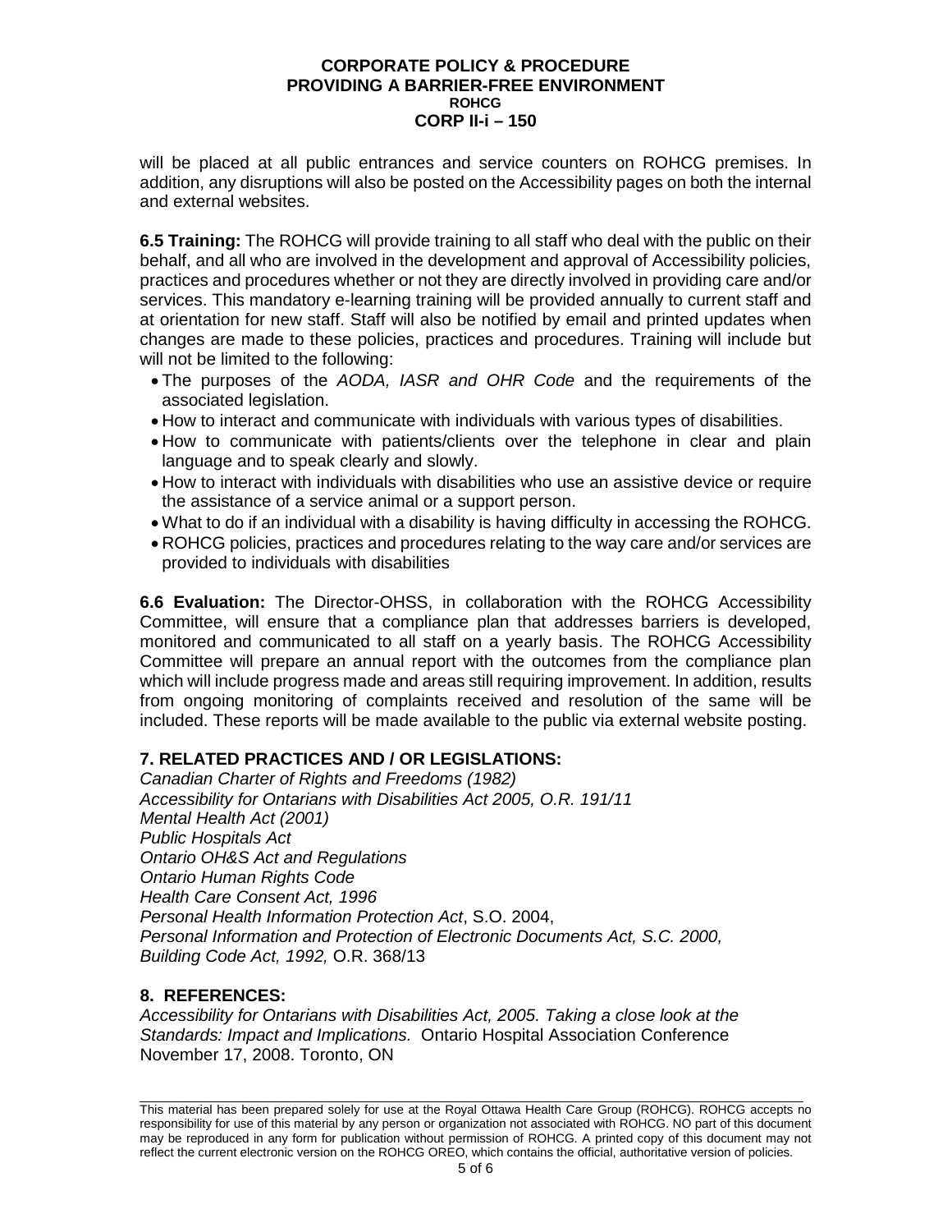will be placed at all public entrances and service counters on ROHCG premises. In addition, any disruptions will also be posted on the Accessibility pages on both the internal and external websites.

**6.5 Training:** The ROHCG will provide training to all staff who deal with the public on their behalf, and all who are involved in the development and approval of Accessibility policies, practices and procedures whether or not they are directly involved in providing care and/or services. This mandatory e-learning training will be provided annually to current staff and at orientation for new staff. Staff will also be notified by email and printed updates when changes are made to these policies, practices and procedures. Training will include but will not be limited to the following:

- The purposes of the *AODA, IASR and OHR Code* and the requirements of the associated legislation.
- How to interact and communicate with individuals with various types of disabilities.
- How to communicate with patients/clients over the telephone in clear and plain language and to speak clearly and slowly.
- How to interact with individuals with disabilities who use an assistive device or require the assistance of a service animal or a support person.
- What to do if an individual with a disability is having difficulty in accessing the ROHCG.
- ROHCG policies, practices and procedures relating to the way care and/or services are provided to individuals with disabilities

**6.6 Evaluation:** The Director-OHSS, in collaboration with the ROHCG Accessibility Committee, will ensure that a compliance plan that addresses barriers is developed, monitored and communicated to all staff on a yearly basis. The ROHCG Accessibility Committee will prepare an annual report with the outcomes from the compliance plan which will include progress made and areas still requiring improvement. In addition, results from ongoing monitoring of complaints received and resolution of the same will be included. These reports will be made available to the public via external website posting.

## 7. RELATED PRACTICES AND / OR LEGISLATIONS:

*Canadian Charter of Rights and Freedoms (1982)*
*Accessibility for Ontarians with Disabilities Act 2005, O.R. 191/11*
*Mental Health Act (2001)*
*Public Hospitals Act*
*Ontario OH&S Act and Regulations*
*Ontario Human Rights Code*
*Health Care Consent Act, 1996*
*Personal Health Information Protection Act*, S.O. 2004,
*Personal Information and Protection of Electronic Documents Act, S.C. 2000,*
*Building Code Act, 1992,* O.R. 368/13

## 8. REFERENCES:

*Accessibility for Ontarians with Disabilities Act, 2005. Taking a close look at the Standards: Impact and Implications.* Ontario Hospital Association Conference November 17, 2008. Toronto, ON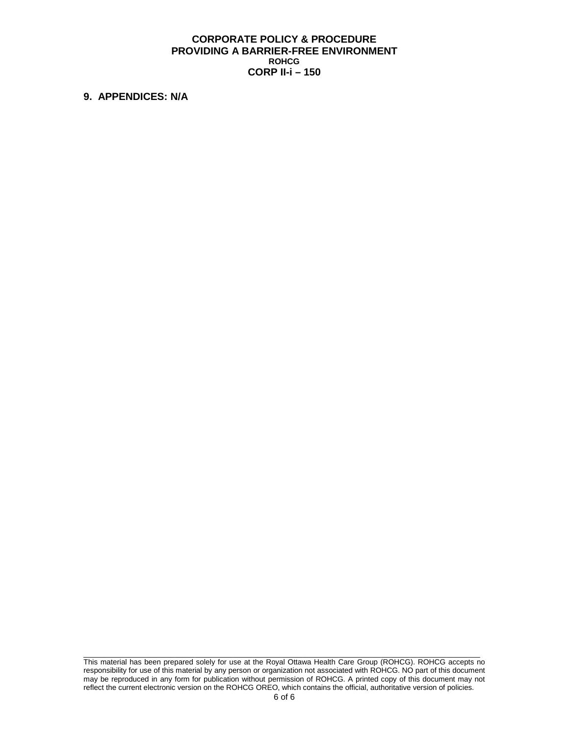## 9. APPENDICES: N/A